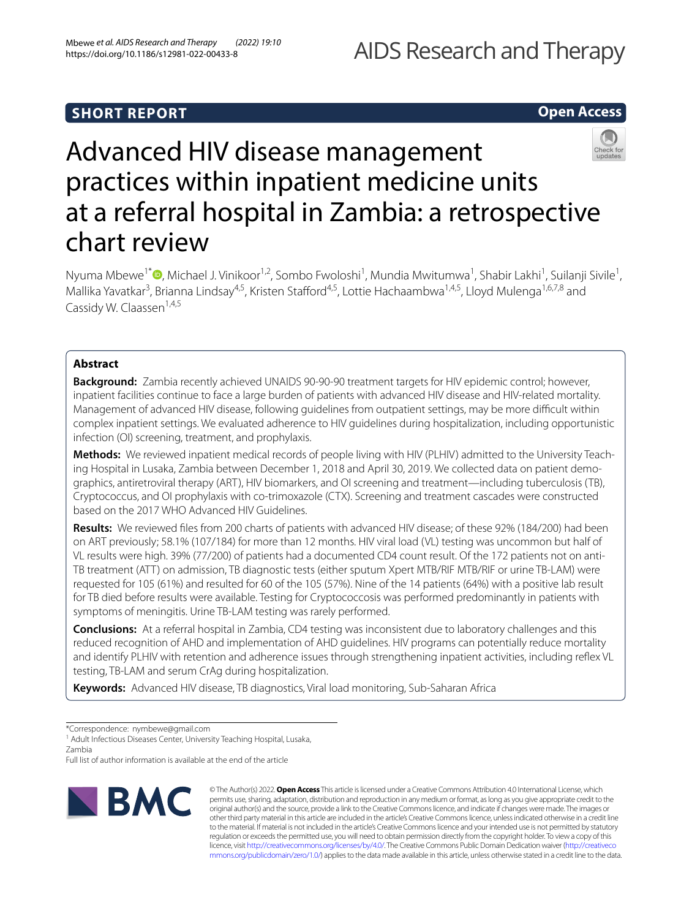SHORT REPORT

Open Access

# Advanced HIV disease management practices within inpatient medicine units at a referral hospital in Zambia: a retrospective chart review

Nyuma Mbewe[1*], Michael J. Vinikoor[1,2], Sombo Fwoloshi[1], Mundia Mwitumwa[1], Shabir Lakhi[1], Suilanji Sivile[1], Mallika Yavatkar[3], Brianna Lindsay[4,5], Kristen Stafford[4,5], Lottie Hachaambwa[1,4,5], Lloyd Mulenga[1,6,7,8] and Cassidy W. Claassen[1,4,5]

## Abstract

**Background:** Zambia recently achieved UNAIDS 90-90-90 treatment targets for HIV epidemic control; however, inpatient facilities continue to face a large burden of patients with advanced HIV disease and HIV-related mortality. Management of advanced HIV disease, following guidelines from outpatient settings, may be more difficult within complex inpatient settings. We evaluated adherence to HIV guidelines during hospitalization, including opportunistic infection (OI) screening, treatment, and prophylaxis.

**Methods:** We reviewed inpatient medical records of people living with HIV (PLHIV) admitted to the University Teaching Hospital in Lusaka, Zambia between December 1, 2018 and April 30, 2019. We collected data on patient demographics, antiretroviral therapy (ART), HIV biomarkers, and OI screening and treatment—including tuberculosis (TB), Cryptococcus, and OI prophylaxis with co-trimoxazole (CTX). Screening and treatment cascades were constructed based on the 2017 WHO Advanced HIV Guidelines.

**Results:** We reviewed files from 200 charts of patients with advanced HIV disease; of these 92% (184/200) had been on ART previously; 58.1% (107/184) for more than 12 months. HIV viral load (VL) testing was uncommon but half of VL results were high. 39% (77/200) of patients had a documented CD4 count result. Of the 172 patients not on anti-TB treatment (ATT) on admission, TB diagnostic tests (either sputum Xpert MTB/RIF MTB/RIF or urine TB-LAM) were requested for 105 (61%) and resulted for 60 of the 105 (57%). Nine of the 14 patients (64%) with a positive lab result for TB died before results were available. Testing for Cryptococcosis was performed predominantly in patients with symptoms of meningitis. Urine TB-LAM testing was rarely performed.

**Conclusions:** At a referral hospital in Zambia, CD4 testing was inconsistent due to laboratory challenges and this reduced recognition of AHD and implementation of AHD guidelines. HIV programs can potentially reduce mortality and identify PLHIV with retention and adherence issues through strengthening inpatient activities, including reflex VL testing, TB-LAM and serum CrAg during hospitalization.

**Keywords:** Advanced HIV disease, TB diagnostics, Viral load monitoring, Sub-Saharan Africa

*Correspondence: nymbewe@gmail.com

[1] Adult Infectious Diseases Center, University Teaching Hospital, Lusaka, Zambia

Full list of author information is available at the end of the article

© The Author(s) 2022. **Open Access** This article is licensed under a Creative Commons Attribution 4.0 International License, which permits use, sharing, adaptation, distribution and reproduction in any medium or format, as long as you give appropriate credit to the original author(s) and the source, provide a link to the Creative Commons licence, and indicate if changes were made. The images or other third party material in this article are included in the article's Creative Commons licence, unless indicated otherwise in a credit line to the material. If material is not included in the article's Creative Commons licence and your intended use is not permitted by statutory regulation or exceeds the permitted use, you will need to obtain permission directly from the copyright holder. To view a copy of this licence, visit http://creativecommons.org/licenses/by/4.0/. The Creative Commons Public Domain Dedication waiver (http://creativecommons.org/publicdomain/zero/1.0/) applies to the data made available in this article, unless otherwise stated in a credit line to the data.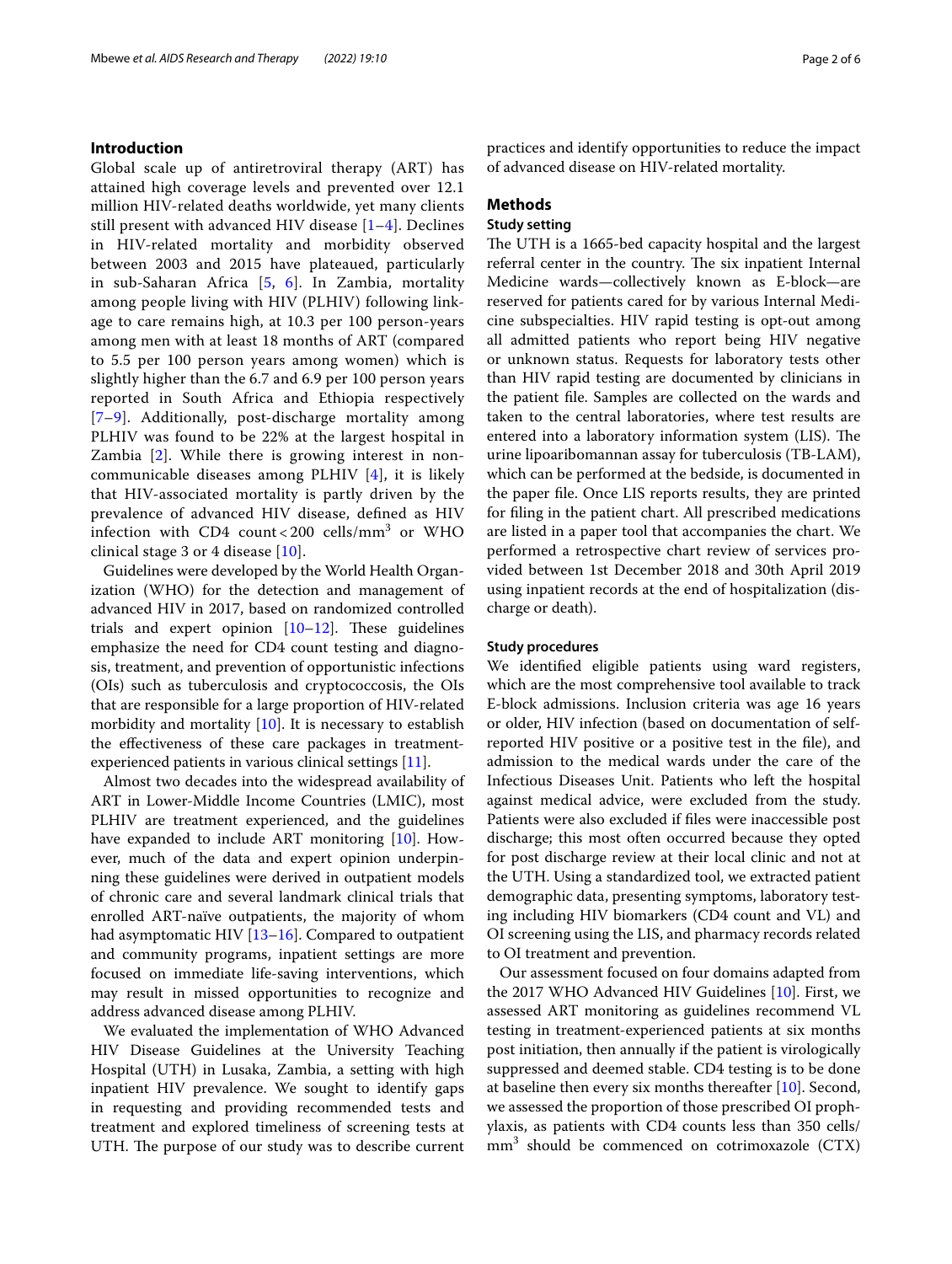## Introduction

Global scale up of antiretroviral therapy (ART) has attained high coverage levels and prevented over 12.1 million HIV-related deaths worldwide, yet many clients still present with advanced HIV disease [1–4]. Declines in HIV-related mortality and morbidity observed between 2003 and 2015 have plateaued, particularly in sub-Saharan Africa [5, 6]. In Zambia, mortality among people living with HIV (PLHIV) following linkage to care remains high, at 10.3 per 100 person-years among men with at least 18 months of ART (compared to 5.5 per 100 person years among women) which is slightly higher than the 6.7 and 6.9 per 100 person years reported in South Africa and Ethiopia respectively [7–9]. Additionally, post-discharge mortality among PLHIV was found to be 22% at the largest hospital in Zambia [2]. While there is growing interest in non-communicable diseases among PLHIV [4], it is likely that HIV-associated mortality is partly driven by the prevalence of advanced HIV disease, defined as HIV infection with CD4 count < 200 cells/mm$^3$ or WHO clinical stage 3 or 4 disease [10].

Guidelines were developed by the World Health Organization (WHO) for the detection and management of advanced HIV in 2017, based on randomized controlled trials and expert opinion [10–12]. These guidelines emphasize the need for CD4 count testing and diagnosis, treatment, and prevention of opportunistic infections (OIs) such as tuberculosis and cryptococcosis, the OIs that are responsible for a large proportion of HIV-related morbidity and mortality [10]. It is necessary to establish the effectiveness of these care packages in treatment-experienced patients in various clinical settings [11].

Almost two decades into the widespread availability of ART in Lower-Middle Income Countries (LMIC), most PLHIV are treatment experienced, and the guidelines have expanded to include ART monitoring [10]. However, much of the data and expert opinion underpinning these guidelines were derived in outpatient models of chronic care and several landmark clinical trials that enrolled ART-naïve outpatients, the majority of whom had asymptomatic HIV [13–16]. Compared to outpatient and community programs, inpatient settings are more focused on immediate life-saving interventions, which may result in missed opportunities to recognize and address advanced disease among PLHIV.

We evaluated the implementation of WHO Advanced HIV Disease Guidelines at the University Teaching Hospital (UTH) in Lusaka, Zambia, a setting with high inpatient HIV prevalence. We sought to identify gaps in requesting and providing recommended tests and treatment and explored timeliness of screening tests at UTH. The purpose of our study was to describe current practices and identify opportunities to reduce the impact of advanced disease on HIV-related mortality.

## Methods

### Study setting

The UTH is a 1665-bed capacity hospital and the largest referral center in the country. The six inpatient Internal Medicine wards—collectively known as E-block—are reserved for patients cared for by various Internal Medicine subspecialties. HIV rapid testing is opt-out among all admitted patients who report being HIV negative or unknown status. Requests for laboratory tests other than HIV rapid testing are documented by clinicians in the patient file. Samples are collected on the wards and taken to the central laboratories, where test results are entered into a laboratory information system (LIS). The urine lipoaribomannan assay for tuberculosis (TB-LAM), which can be performed at the bedside, is documented in the paper file. Once LIS reports results, they are printed for filing in the patient chart. All prescribed medications are listed in a paper tool that accompanies the chart. We performed a retrospective chart review of services provided between 1st December 2018 and 30th April 2019 using inpatient records at the end of hospitalization (discharge or death).

### Study procedures

We identified eligible patients using ward registers, which are the most comprehensive tool available to track E-block admissions. Inclusion criteria was age 16 years or older, HIV infection (based on documentation of self-reported HIV positive or a positive test in the file), and admission to the medical wards under the care of the Infectious Diseases Unit. Patients who left the hospital against medical advice, were excluded from the study. Patients were also excluded if files were inaccessible post discharge; this most often occurred because they opted for post discharge review at their local clinic and not at the UTH. Using a standardized tool, we extracted patient demographic data, presenting symptoms, laboratory testing including HIV biomarkers (CD4 count and VL) and OI screening using the LIS, and pharmacy records related to OI treatment and prevention.

Our assessment focused on four domains adapted from the 2017 WHO Advanced HIV Guidelines [10]. First, we assessed ART monitoring as guidelines recommend VL testing in treatment-experienced patients at six months post initiation, then annually if the patient is virologically suppressed and deemed stable. CD4 testing is to be done at baseline then every six months thereafter [10]. Second, we assessed the proportion of those prescribed OI prophylaxis, as patients with CD4 counts less than 350 cells/mm$^3$ should be commenced on cotrimoxazole (CTX)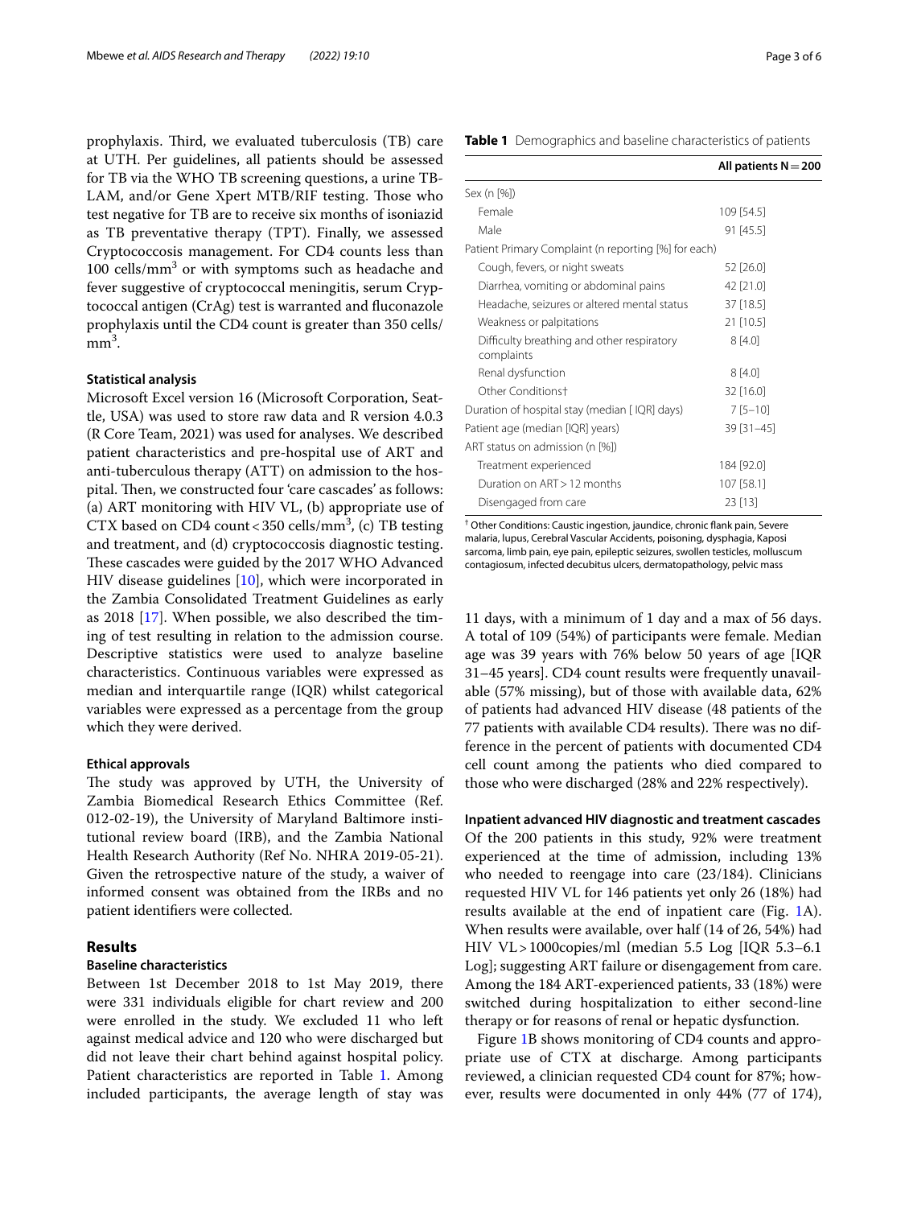prophylaxis. Third, we evaluated tuberculosis (TB) care at UTH. Per guidelines, all patients should be assessed for TB via the WHO TB screening questions, a urine TB-LAM, and/or Gene Xpert MTB/RIF testing. Those who test negative for TB are to receive six months of isoniazid as TB preventative therapy (TPT). Finally, we assessed Cryptococcosis management. For CD4 counts less than 100 cells/$mm^3$ or with symptoms such as headache and fever suggestive of cryptococcal meningitis, serum Cryptococcal antigen (CrAg) test is warranted and fluconazole prophylaxis until the CD4 count is greater than 350 cells/$mm^3$.

### Statistical analysis

Microsoft Excel version 16 (Microsoft Corporation, Seattle, USA) was used to store raw data and R version 4.0.3 (R Core Team, 2021) was used for analyses. We described patient characteristics and pre-hospital use of ART and anti-tuberculous therapy (ATT) on admission to the hospital. Then, we constructed four 'care cascades' as follows: (a) ART monitoring with HIV VL, (b) appropriate use of CTX based on CD4 count < 350 cells/$mm^3$, (c) TB testing and treatment, and (d) cryptococcosis diagnostic testing. These cascades were guided by the 2017 WHO Advanced HIV disease guidelines [10], which were incorporated in the Zambia Consolidated Treatment Guidelines as early as 2018 [17]. When possible, we also described the timing of test resulting in relation to the admission course. Descriptive statistics were used to analyze baseline characteristics. Continuous variables were expressed as median and interquartile range (IQR) whilst categorical variables were expressed as a percentage from the group which they were derived.

### Ethical approvals

The study was approved by UTH, the University of Zambia Biomedical Research Ethics Committee (Ref. 012-02-19), the University of Maryland Baltimore institutional review board (IRB), and the Zambia National Health Research Authority (Ref No. NHRA 2019-05-21). Given the retrospective nature of the study, a waiver of informed consent was obtained from the IRBs and no patient identifiers were collected.

## Results

### Baseline characteristics

Between 1st December 2018 to 1st May 2019, there were 331 individuals eligible for chart review and 200 were enrolled in the study. We excluded 11 who left against medical advice and 120 who were discharged but did not leave their chart behind against hospital policy. Patient characteristics are reported in Table 1. Among included participants, the average length of stay was 11 days, with a minimum of 1 day and a max of 56 days. A total of 109 (54%) of participants were female. Median age was 39 years with 76% below 50 years of age [IQR 31–45 years]. CD4 count results were frequently unavailable (57% missing), but of those with available data, 62% of patients had advanced HIV disease (48 patients of the 77 patients with available CD4 results). There was no difference in the percent of patients with documented CD4 cell count among the patients who died compared to those who were discharged (28% and 22% respectively).

**Table 1** Demographics and baseline characteristics of patients

| | All patients N = 200 |
|---|---|
| Sex (n [%]) | |
| Female | 109 [54.5] |
| Male | 91 [45.5] |
| Patient Primary Complaint (n reporting [%] for each) | |
| Cough, fevers, or night sweats | 52 [26.0] |
| Diarrhea, vomiting or abdominal pains | 42 [21.0] |
| Headache, seizures or altered mental status | 37 [18.5] |
| Weakness or palpitations | 21 [10.5] |
| Difficulty breathing and other respiratory complaints | 8 [4.0] |
| Renal dysfunction | 8 [4.0] |
| Other Conditions† | 32 [16.0] |
| Duration of hospital stay (median [ IQR] days) | 7 [5–10] |
| Patient age (median [IQR] years) | 39 [31–45] |
| ART status on admission (n [%]) | |
| Treatment experienced | 184 [92.0] |
| Duration on ART > 12 months | 107 [58.1] |
| Disengaged from care | 23 [13] |

† Other Conditions: Caustic ingestion, jaundice, chronic flank pain, Severe malaria, lupus, Cerebral Vascular Accidents, poisoning, dysphagia, Kaposi sarcoma, limb pain, eye pain, epileptic seizures, swollen testicles, molluscum contagiosum, infected decubitus ulcers, dermatopathology, pelvic mass

### Inpatient advanced HIV diagnostic and treatment cascades

Of the 200 patients in this study, 92% were treatment experienced at the time of admission, including 13% who needed to reengage into care (23/184). Clinicians requested HIV VL for 146 patients yet only 26 (18%) had results available at the end of inpatient care (Fig. 1A). When results were available, over half (14 of 26, 54%) had HIV VL > 1000copies/ml (median 5.5 Log [IQR 5.3–6.1 Log]; suggesting ART failure or disengagement from care. Among the 184 ART-experienced patients, 33 (18%) were switched during hospitalization to either second-line therapy or for reasons of renal or hepatic dysfunction.

Figure 1B shows monitoring of CD4 counts and appropriate use of CTX at discharge. Among participants reviewed, a clinician requested CD4 count for 87%; however, results were documented in only 44% (77 of 174),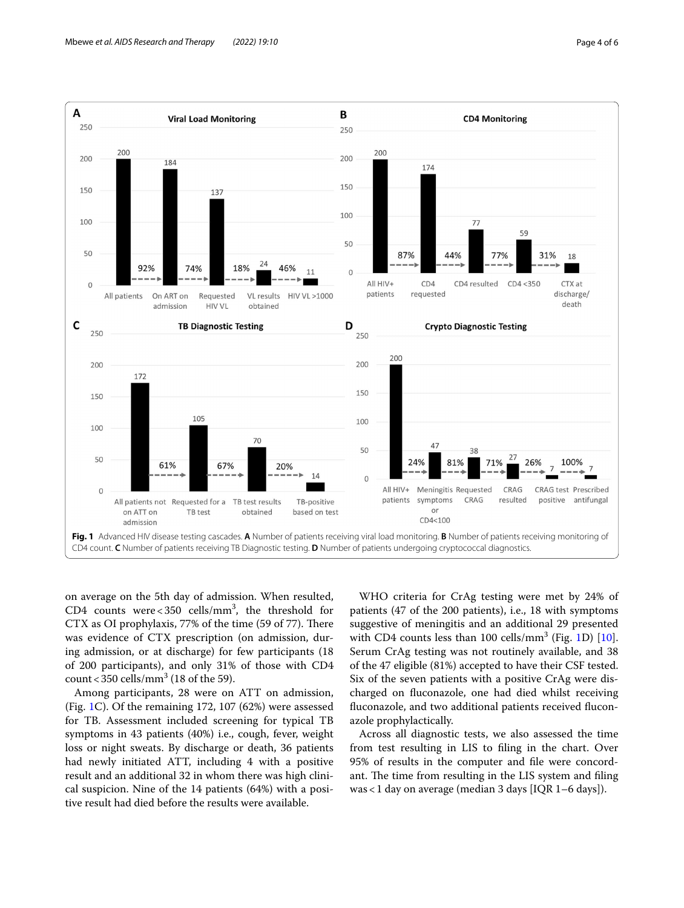Fig. 1 Advanced HIV disease testing cascades. **A** Number of patients receiving viral load monitoring. **B** Number of patients receiving monitoring of CD4 count. **C** Number of patients receiving TB Diagnostic testing. **D** Number of patients undergoing cryptococcal diagnostics.

on average on the 5th day of admission. When resulted, CD4 counts were < 350 cells/mm$^3$, the threshold for CTX as OI prophylaxis, 77% of the time (59 of 77). There was evidence of CTX prescription (on admission, during admission, or at discharge) for few participants (18 of 200 participants), and only 31% of those with CD4 count < 350 cells/mm$^3$ (18 of the 59).

Among participants, 28 were on ATT on admission, (Fig. 1C). Of the remaining 172, 107 (62%) were assessed for TB. Assessment included screening for typical TB symptoms in 43 patients (40%) i.e., cough, fever, weight loss or night sweats. By discharge or death, 36 patients had newly initiated ATT, including 4 with a positive result and an additional 32 in whom there was high clinical suspicion. Nine of the 14 patients (64%) with a positive result had died before the results were available.

WHO criteria for CrAg testing were met by 24% of patients (47 of the 200 patients), i.e., 18 with symptoms suggestive of meningitis and an additional 29 presented with CD4 counts less than 100 cells/mm$^3$ (Fig. 1D) [10]. Serum CrAg testing was not routinely available, and 38 of the 47 eligible (81%) accepted to have their CSF tested. Six of the seven patients with a positive CrAg were discharged on fluconazole, one had died whilst receiving fluconazole, and two additional patients received fluconazole prophylactically.

Across all diagnostic tests, we also assessed the time from test resulting in LIS to filing in the chart. Over 95% of results in the computer and file were concordant. The time from resulting in the LIS system and filing was < 1 day on average (median 3 days [IQR 1–6 days]).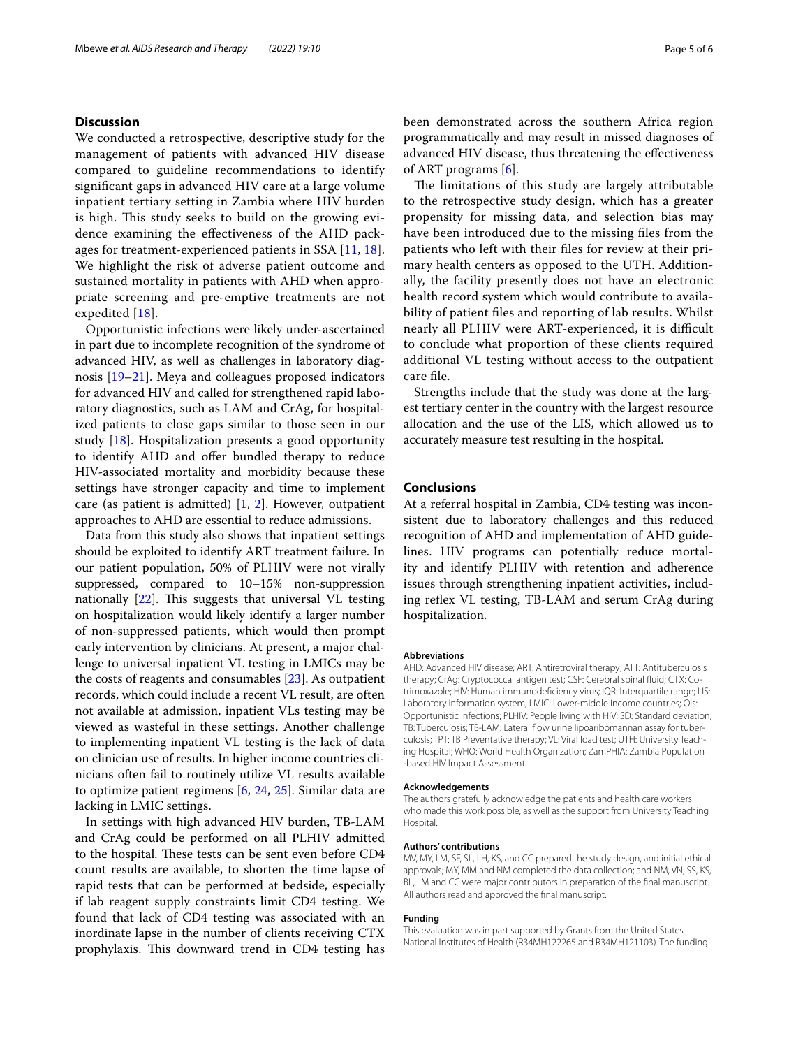## Discussion

We conducted a retrospective, descriptive study for the management of patients with advanced HIV disease compared to guideline recommendations to identify significant gaps in advanced HIV care at a large volume inpatient tertiary setting in Zambia where HIV burden is high. This study seeks to build on the growing evidence examining the effectiveness of the AHD packages for treatment-experienced patients in SSA [11, 18]. We highlight the risk of adverse patient outcome and sustained mortality in patients with AHD when appropriate screening and pre-emptive treatments are not expedited [18].

Opportunistic infections were likely under-ascertained in part due to incomplete recognition of the syndrome of advanced HIV, as well as challenges in laboratory diagnosis [19–21]. Meya and colleagues proposed indicators for advanced HIV and called for strengthened rapid laboratory diagnostics, such as LAM and CrAg, for hospitalized patients to close gaps similar to those seen in our study [18]. Hospitalization presents a good opportunity to identify AHD and offer bundled therapy to reduce HIV-associated mortality and morbidity because these settings have stronger capacity and time to implement care (as patient is admitted) [1, 2]. However, outpatient approaches to AHD are essential to reduce admissions.

Data from this study also shows that inpatient settings should be exploited to identify ART treatment failure. In our patient population, 50% of PLHIV were not virally suppressed, compared to 10–15% non-suppression nationally [22]. This suggests that universal VL testing on hospitalization would likely identify a larger number of non-suppressed patients, which would then prompt early intervention by clinicians. At present, a major challenge to universal inpatient VL testing in LMICs may be the costs of reagents and consumables [23]. As outpatient records, which could include a recent VL result, are often not available at admission, inpatient VLs testing may be viewed as wasteful in these settings. Another challenge to implementing inpatient VL testing is the lack of data on clinician use of results. In higher income countries clinicians often fail to routinely utilize VL results available to optimize patient regimens [6, 24, 25]. Similar data are lacking in LMIC settings.

In settings with high advanced HIV burden, TB-LAM and CrAg could be performed on all PLHIV admitted to the hospital. These tests can be sent even before CD4 count results are available, to shorten the time lapse of rapid tests that can be performed at bedside, especially if lab reagent supply constraints limit CD4 testing. We found that lack of CD4 testing was associated with an inordinate lapse in the number of clients receiving CTX prophylaxis. This downward trend in CD4 testing has been demonstrated across the southern Africa region programmatically and may result in missed diagnoses of advanced HIV disease, thus threatening the effectiveness of ART programs [6].

The limitations of this study are largely attributable to the retrospective study design, which has a greater propensity for missing data, and selection bias may have been introduced due to the missing files from the patients who left with their files for review at their primary health centers as opposed to the UTH. Additionally, the facility presently does not have an electronic health record system which would contribute to availability of patient files and reporting of lab results. Whilst nearly all PLHIV were ART-experienced, it is difficult to conclude what proportion of these clients required additional VL testing without access to the outpatient care file.

Strengths include that the study was done at the largest tertiary center in the country with the largest resource allocation and the use of the LIS, which allowed us to accurately measure test resulting in the hospital.

## Conclusions

At a referral hospital in Zambia, CD4 testing was inconsistent due to laboratory challenges and this reduced recognition of AHD and implementation of AHD guidelines. HIV programs can potentially reduce mortality and identify PLHIV with retention and adherence issues through strengthening inpatient activities, including reflex VL testing, TB-LAM and serum CrAg during hospitalization.

#### Abbreviations

AHD: Advanced HIV disease; ART: Antiretroviral therapy; ATT: Antituberculosis therapy; CrAg: Cryptococcal antigen test; CSF: Cerebral spinal fluid; CTX: Co-trimoxazole; HIV: Human immunodeficiency virus; IQR: Interquartile range; LIS: Laboratory information system; LMIC: Lower-middle income countries; OIs: Opportunistic infections; PLHIV: People living with HIV; SD: Standard deviation; TB: Tuberculosis; TB-LAM: Lateral flow urine lipoaribomannan assay for tuberculosis; TPT: TB Preventative therapy; VL: Viral load test; UTH: University Teaching Hospital; WHO: World Health Organization; ZamPHIA: Zambia Population-based HIV Impact Assessment.

#### Acknowledgements

The authors gratefully acknowledge the patients and health care workers who made this work possible, as well as the support from University Teaching Hospital.

#### Authors' contributions

MV, MY, LM, SF, SL, LH, KS, and CC prepared the study design, and initial ethical approvals; MY, MM and NM completed the data collection; and NM, VN, SS, KS, BL, LM and CC were major contributors in preparation of the final manuscript. All authors read and approved the final manuscript.

#### Funding

This evaluation was in part supported by Grants from the United States National Institutes of Health (R34MH122265 and R34MH121103). The funding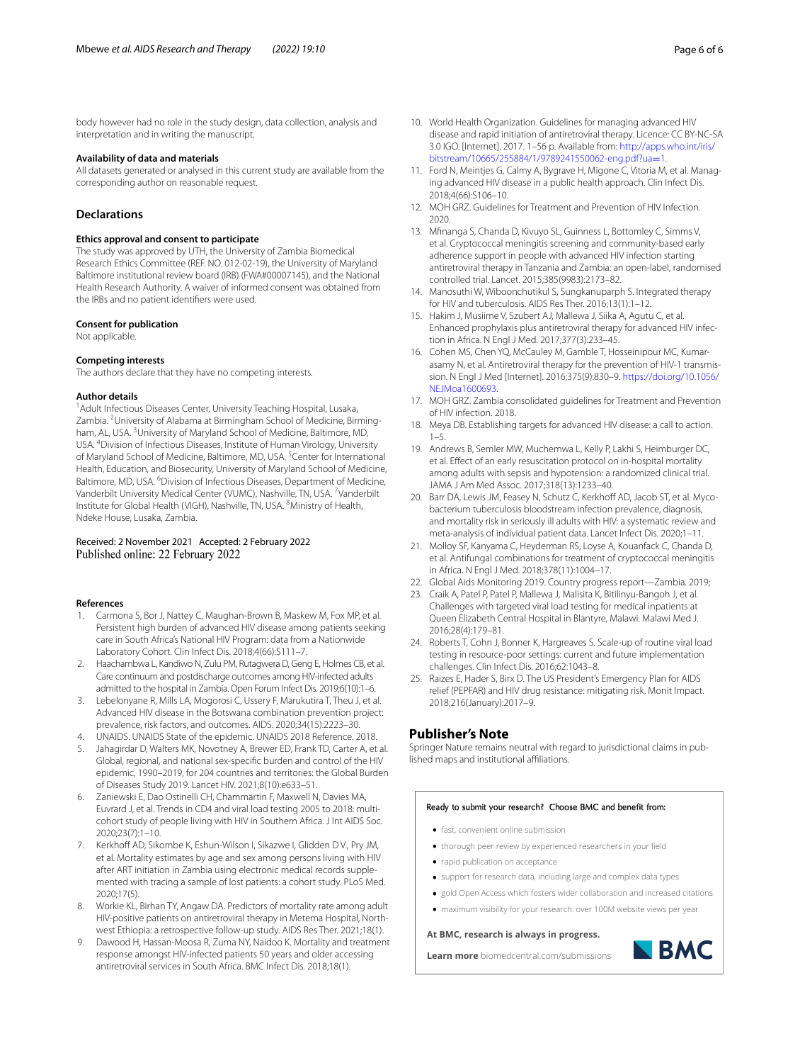body however had no role in the study design, data collection, analysis and interpretation and in writing the manuscript.

### Availability of data and materials

All datasets generated or analysed in this current study are available from the corresponding author on reasonable request.

## Declarations

### Ethics approval and consent to participate

The study was approved by UTH, the University of Zambia Biomedical Research Ethics Committee (REF. NO. 012-02-19), the University of Maryland Baltimore institutional review board (IRB) (FWA#00007145), and the National Health Research Authority. A waiver of informed consent was obtained from the IRBs and no patient identifiers were used.

### Consent for publication

Not applicable.

### Competing interests

The authors declare that they have no competing interests.

### Author details

[1]Adult Infectious Diseases Center, University Teaching Hospital, Lusaka, Zambia. [2]University of Alabama at Birmingham School of Medicine, Birmingham, AL, USA. [3]University of Maryland School of Medicine, Baltimore, MD, USA. [4]Division of Infectious Diseases, Institute of Human Virology, University of Maryland School of Medicine, Baltimore, MD, USA. [5]Center for International Health, Education, and Biosecurity, University of Maryland School of Medicine, Baltimore, MD, USA. [6]Division of Infectious Diseases, Department of Medicine, Vanderbilt University Medical Center (VUMC), Nashville, TN, USA. [7]Vanderbilt Institute for Global Health (VIGH), Nashville, TN, USA. [8]Ministry of Health, Ndeke House, Lusaka, Zambia.

Received: 2 November 2021 Accepted: 2 February 2022
Published online: 22 February 2022

### References

1. Carmona S, Bor J, Nattey C, Maughan-Brown B, Maskew M, Fox MP, et al. Persistent high burden of advanced HIV disease among patients seeking care in South Africa's National HIV Program: data from a Nationwide Laboratory Cohort. Clin Infect Dis. 2018;4(66):S111–7.
2. Haachambwa L, Kandiwo N, Zulu PM, Rutagwera D, Geng E, Holmes CB, et al. Care continuum and postdischarge outcomes among HIV-infected adults admitted to the hospital in Zambia. Open Forum Infect Dis. 2019;6(10):1–6.
3. Lebelonyane R, Mills LA, Mogorosi C, Ussery F, Marukutira T, Theu J, et al. Advanced HIV disease in the Botswana combination prevention project: prevalence, risk factors, and outcomes. AIDS. 2020;34(15):2223–30.
4. UNAIDS. UNAIDS State of the epidemic. UNAIDS 2018 Reference. 2018.
5. Jahagirdar D, Walters MK, Novotney A, Brewer ED, Frank TD, Carter A, et al. Global, regional, and national sex-specific burden and control of the HIV epidemic, 1990–2019, for 204 countries and territories: the Global Burden of Diseases Study 2019. Lancet HIV. 2021;8(10):e633–51.
6. Zaniewski E, Dao Ostinelli CH, Chammartin F, Maxwell N, Davies MA, Euvrard J, et al. Trends in CD4 and viral load testing 2005 to 2018: multi-cohort study of people living with HIV in Southern Africa. J Int AIDS Soc. 2020;23(7):1–10.
7. Kerkhoff AD, Sikombe K, Eshun-Wilson I, Sikazwe I, Glidden DV., Pry JM, et al. Mortality estimates by age and sex among persons living with HIV after ART initiation in Zambia using electronic medical records supplemented with tracing a sample of lost patients: a cohort study. PLoS Med. 2020;17(5).
8. Workie KL, Birhan TY, Angaw DA. Predictors of mortality rate among adult HIV-positive patients on antiretroviral therapy in Metema Hospital, Northwest Ethiopia: a retrospective follow-up study. AIDS Res Ther. 2021;18(1).
9. Dawood H, Hassan-Moosa R, Zuma NY, Naidoo K. Mortality and treatment response amongst HIV-infected patients 50 years and older accessing antiretroviral services in South Africa. BMC Infect Dis. 2018;18(1).
10. World Health Organization. Guidelines for managing advanced HIV disease and rapid initiation of antiretroviral therapy. Licence: CC BY-NC-SA 3.0 IGO. [Internet]. 2017. 1–56 p. Available from: http://apps.who.int/iris/bitstream/10665/255884/1/9789241550062-eng.pdf?ua=1.
11. Ford N, Meintjes G, Calmy A, Bygrave H, Migone C, Vitoria M, et al. Managing advanced HIV disease in a public health approach. Clin Infect Dis. 2018;4(66):S106–10.
12. MOH GRZ. Guidelines for Treatment and Prevention of HIV Infection. 2020.
13. Mfinanga S, Chanda D, Kivuyo SL, Guinness L, Bottomley C, Simms V, et al. Cryptococcal meningitis screening and community-based early adherence support in people with advanced HIV infection starting antiretroviral therapy in Tanzania and Zambia: an open-label, randomised controlled trial. Lancet. 2015;385(9983):2173–82.
14. Manosuthi W, Wiboonchutikul S, Sungkanuparph S. Integrated therapy for HIV and tuberculosis. AIDS Res Ther. 2016;13(1):1–12.
15. Hakim J, Musiime V, Szubert AJ, Mallewa J, Siika A, Agutu C, et al. Enhanced prophylaxis plus antiretroviral therapy for advanced HIV infection in Africa. N Engl J Med. 2017;377(3):233–45.
16. Cohen MS, Chen YQ, McCauley M, Gamble T, Hosseinipour MC, Kumarasamy N, et al. Antiretroviral therapy for the prevention of HIV-1 transmission. N Engl J Med [Internet]. 2016;375(9):830–9. https://doi.org/10.1056/NEJMoa1600693.
17. MOH GRZ. Zambia consolidated guidelines for Treatment and Prevention of HIV infection. 2018.
18. Meya DB. Establishing targets for advanced HIV disease: a call to action. 1–5.
19. Andrews B, Semler MW, Muchemwa L, Kelly P, Lakhi S, Heimburger DC, et al. Effect of an early resuscitation protocol on in-hospital mortality among adults with sepsis and hypotension: a randomized clinical trial. JAMA J Am Med Assoc. 2017;318(13):1233–40.
20. Barr DA, Lewis JM, Feasey N, Schutz C, Kerkhoff AD, Jacob ST, et al. Mycobacterium tuberculosis bloodstream infection prevalence, diagnosis, and mortality risk in seriously ill adults with HIV: a systematic review and meta-analysis of individual patient data. Lancet Infect Dis. 2020;1–11.
21. Molloy SF, Kanyama C, Heyderman RS, Loyse A, Kouanfack C, Chanda D, et al. Antifungal combinations for treatment of cryptococcal meningitis in Africa. N Engl J Med. 2018;378(11):1004–17.
22. Global Aids Monitoring 2019. Country progress report—Zambia. 2019;
23. Craik A, Patel P, Patel P, Mallewa J, Malisita K, Bitilinyu-Bangoh J, et al. Challenges with targeted viral load testing for medical inpatients at Queen Elizabeth Central Hospital in Blantyre, Malawi. Malawi Med J. 2016;28(4):179–81.
24. Roberts T, Cohn J, Bonner K, Hargreaves S. Scale-up of routine viral load testing in resource-poor settings: current and future implementation challenges. Clin Infect Dis. 2016;62:1043–8.
25. Raizes E, Hader S, Birx D. The US President's Emergency Plan for AIDS relief (PEPFAR) and HIV drug resistance: mitigating risk. Monit Impact. 2018;216(January):2017–9.

## Publisher's Note

Springer Nature remains neutral with regard to jurisdictional claims in published maps and institutional affiliations.

Ready to submit your research? Choose BMC and benefit from:

- fast, convenient online submission
- thorough peer review by experienced researchers in your field
- rapid publication on acceptance
- support for research data, including large and complex data types
- gold Open Access which fosters wider collaboration and increased citations
- maximum visibility for your research: over 100M website views per year

**At BMC, research is always in progress.**

**Learn more** biomedcentral.com/submissions

BMC